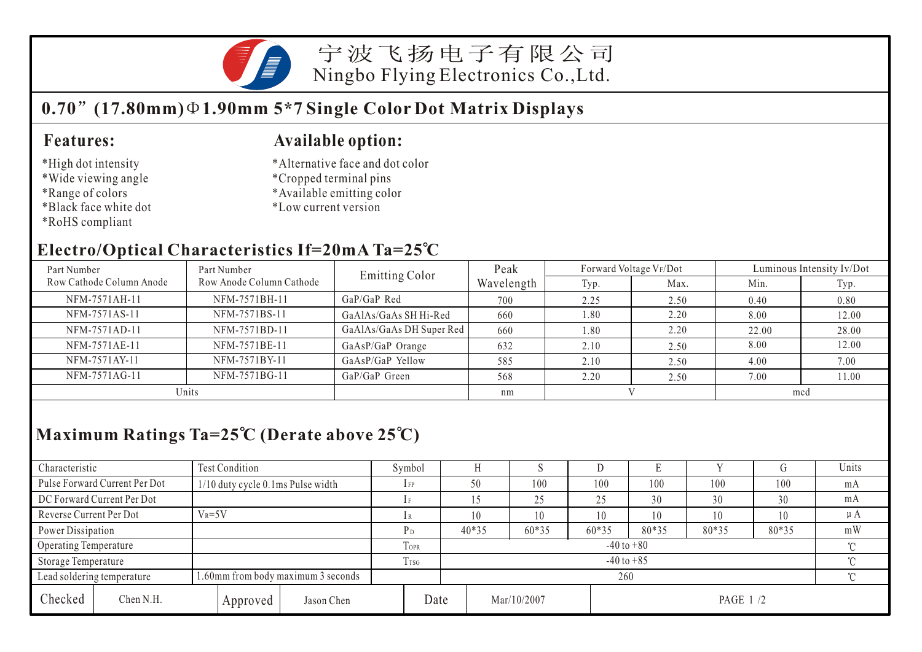宁波飞扬电子有限公司
Ningbo Flying Electronics Co.,Ltd.

# 0.70”(17.80mm)Φ1.90mm 5*7 Single Color Dot Matrix Displays

## Features:

*High dot intensity
*Wide viewing angle
*Range of colors
*Black face white dot
*RoHS compliant

## Available option:

*Alternative face and dot color
*Cropped terminal pins
*Available emitting color
*Low current version

## Electro/Optical Characteristics If=20mA Ta=25℃

| Part Number Row Cathode Column Anode | Part Number Row Anode Column Cathode | Emitting Color | Peak Wavelength | Forward Voltage VF/Dot | | Luminous Intensity Iv/Dot | |
|---|---|---|---|---|---|---|---|
| | | | | Typ. | Max. | Min. | Typ. |
| NFM-7571AH-11 | NFM-7571BH-11 | GaP/GaP Red | 700 | 2.25 | 2.50 | 0.40 | 0.80 |
| NFM-7571AS-11 | NFM-7571BS-11 | GaAlAs/GaAs SH Hi-Red | 660 | 1.80 | 2.20 | 8.00 | 12.00 |
| NFM-7571AD-11 | NFM-7571BD-11 | GaAlAs/GaAs DH Super Red | 660 | 1.80 | 2.20 | 22.00 | 28.00 |
| NFM-7571AE-11 | NFM-7571BE-11 | GaAsP/GaP Orange | 632 | 2.10 | 2.50 | 8.00 | 12.00 |
| NFM-7571AY-11 | NFM-7571BY-11 | GaAsP/GaP Yellow | 585 | 2.10 | 2.50 | 4.00 | 7.00 |
| NFM-7571AG-11 | NFM-7571BG-11 | GaP/GaP Green | 568 | 2.20 | 2.50 | 7.00 | 11.00 |
| Units | | | nm | V | | mcd | |

## Maximum Ratings Ta=25℃ (Derate above 25℃)

| Characteristic | Test Condition | Symbol | H | S | D | E | Y | G | Units |
|---|---|---|---|---|---|---|---|---|---|
| Pulse Forward Current Per Dot | 1/10 duty cycle 0.1ms Pulse width | $I_{FP}$ | 50 | 100 | 100 | 100 | 100 | 100 | mA |
| DC Forward Current Per Dot | | $I_F$ | 15 | 25 | 25 | 30 | 30 | 30 | mA |
| Reverse Current Per Dot | $V_R$=5V | $I_R$ | 10 | 10 | 10 | 10 | 10 | 10 | μA |
| Power Dissipation | | $P_D$ | 40*35 | 60*35 | 60*35 | 80*35 | 80*35 | 80*35 | mW |
| Operating Temperature | | $T_{OPR}$ | -40 to +80 | | | | | | ℃ |
| Storage Temperature | | $T_{TSG}$ | -40 to +85 | | | | | | ℃ |
| Lead soldering temperature | 1.60mm from body maximum 3 seconds | | 260 | | | | | | ℃ |

| Checked | Chen N.H. | Approved | Jason Chen | Date | Mar/10/2007 |
|---|---|---|---|---|---|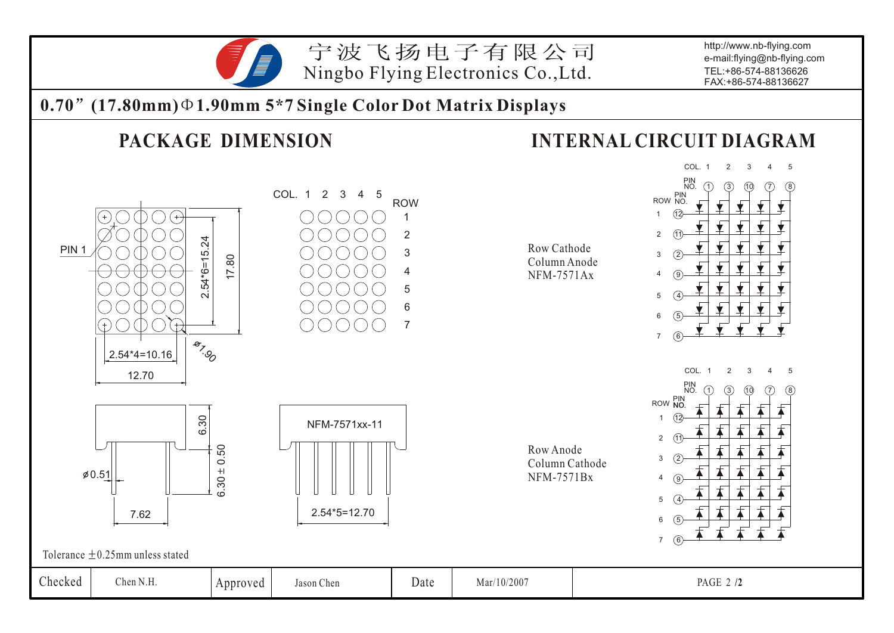宁波飞扬电子有限公司
Ningbo Flying Electronics Co.,Ltd.

http://www.nb-flying.com
e-mail:flying@nb-flying.com
TEL:+86-574-88136626
FAX:+86-574-88136627

# 0.70”(17.80mm) Φ1.90mm 5*7 Single Color Dot Matrix Displays

## PACKAGE DIMENSION

PIN 1

2.54*6=15.24

17.80

2.54*4=10.16

12.70

ø1.90

COL. 1 2 3 4 5

ROW 1 2 3 4 5 6 7

6.30

6.30 ± 0.50

ø0.51

7.62

NFM-7571xx-11

2.54*5=12.70

Tolerance ±0.25mm unless stated

## INTERNAL CIRCUIT DIAGRAM

Row Cathode
Column Anode
NFM-7571Ax

Row Anode
Column Cathode
NFM-7571Bx

| COL. | 1 | 2 | 3 | 4 | 5 |
|---|---|---|---|---|---|
| PIN NO. | 1 | 3 | 10 | 7 | 8 |

| ROW | PIN NO. |
|---|---|
| 1 | 12 |
| 2 | 11 |
| 3 | 2 |
| 4 | 9 |
| 5 | 4 |
| 6 | 5 |
| 7 | 6 |

| Checked | Chen N.H. | Approved | Jason Chen | Date | Mar/10/2007 |
|---|---|---|---|---|---|